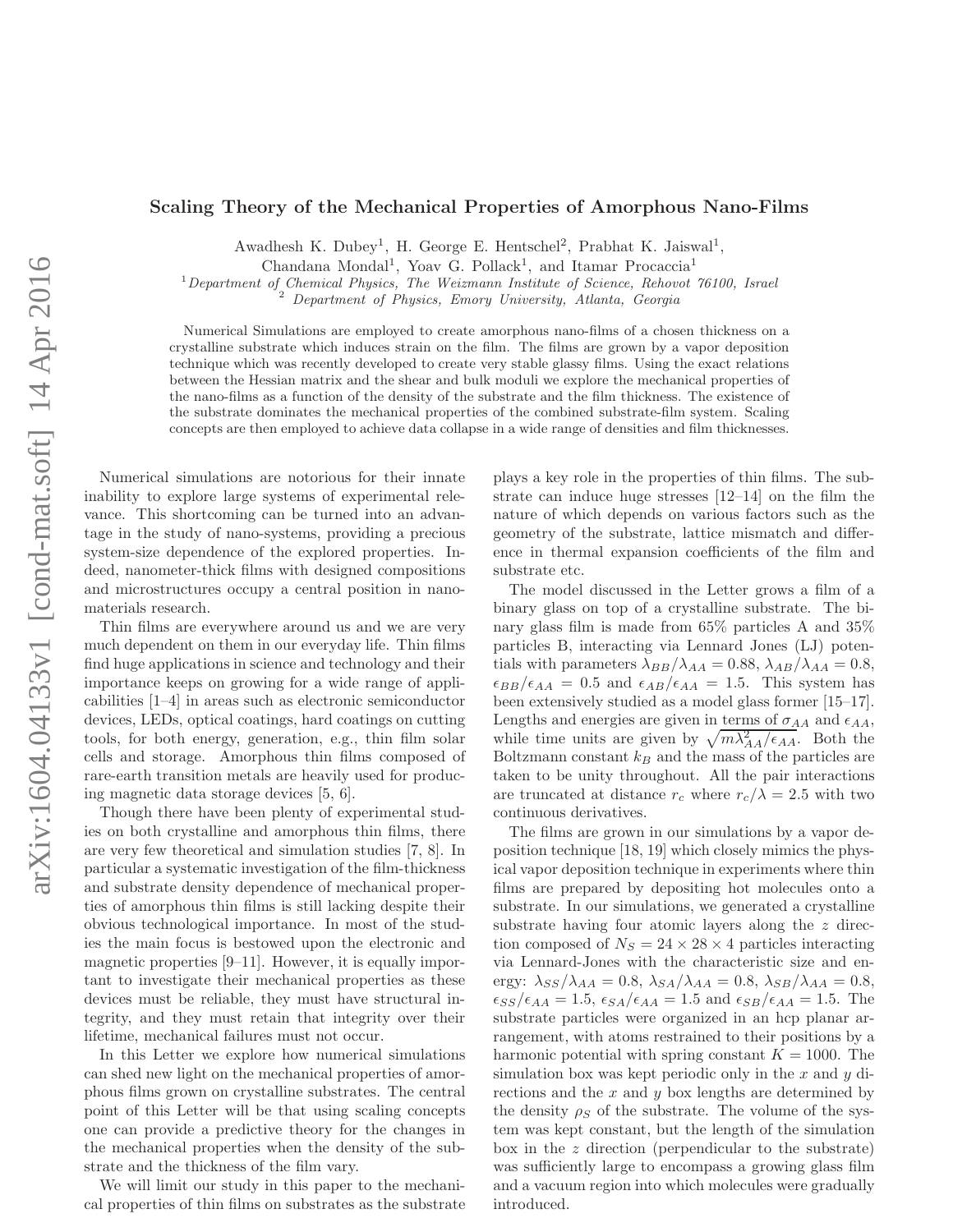# Scaling Theory of the Mechanical Properties of Amorphous Nano-Films

Awadhesh K. Dubey[1], H. George E. Hentschel[2], Prabhat K. Jaiswal[1], Chandana Mondal[1], Yoav G. Pollack[1], and Itamar Procaccia[1]

[1] *Department of Chemical Physics, The Weizmann Institute of Science, Rehovot 76100, Israel*
[2] *Department of Physics, Emory University, Atlanta, Georgia*

Numerical Simulations are employed to create amorphous nano-films of a chosen thickness on a crystalline substrate which induces strain on the film. The films are grown by a vapor deposition technique which was recently developed to create very stable glassy films. Using the exact relations between the Hessian matrix and the shear and bulk moduli we explore the mechanical properties of the nano-films as a function of the density of the substrate and the film thickness. The existence of the substrate dominates the mechanical properties of the combined substrate-film system. Scaling concepts are then employed to achieve data collapse in a wide range of densities and film thicknesses.

Numerical simulations are notorious for their innate inability to explore large systems of experimental relevance. This shortcoming can be turned into an advantage in the study of nano-systems, providing a precious system-size dependence of the explored properties. Indeed, nanometer-thick films with designed compositions and microstructures occupy a central position in nanomaterials research.

Thin films are everywhere around us and we are very much dependent on them in our everyday life. Thin films find huge applications in science and technology and their importance keeps on growing for a wide range of applicabilities [1–4] in areas such as electronic semiconductor devices, LEDs, optical coatings, hard coatings on cutting tools, for both energy, generation, e.g., thin film solar cells and storage. Amorphous thin films composed of rare-earth transition metals are heavily used for producing magnetic data storage devices [5, 6].

Though there have been plenty of experimental studies on both crystalline and amorphous thin films, there are very few theoretical and simulation studies [7, 8]. In particular a systematic investigation of the film-thickness and substrate density dependence of mechanical properties of amorphous thin films is still lacking despite their obvious technological importance. In most of the studies the main focus is bestowed upon the electronic and magnetic properties [9–11]. However, it is equally important to investigate their mechanical properties as these devices must be reliable, they must have structural integrity, and they must retain that integrity over their lifetime, mechanical failures must not occur.

In this Letter we explore how numerical simulations can shed new light on the mechanical properties of amorphous films grown on crystalline substrates. The central point of this Letter will be that using scaling concepts one can provide a predictive theory for the changes in the mechanical properties when the density of the substrate and the thickness of the film vary.

We will limit our study in this paper to the mechanical properties of thin films on substrates as the substrate plays a key role in the properties of thin films. The substrate can induce huge stresses [12–14] on the film the nature of which depends on various factors such as the geometry of the substrate, lattice mismatch and difference in thermal expansion coefficients of the film and substrate etc.

The model discussed in the Letter grows a film of a binary glass on top of a crystalline substrate. The binary glass film is made from 65% particles A and 35% particles B, interacting via Lennard Jones (LJ) potentials with parameters $\lambda_{BB}/\lambda_{AA} = 0.88$, $\lambda_{AB}/\lambda_{AA} = 0.8$, $\epsilon_{BB}/\epsilon_{AA} = 0.5$ and $\epsilon_{AB}/\epsilon_{AA} = 1.5$. This system has been extensively studied as a model glass former [15–17]. Lengths and energies are given in terms of $\sigma_{AA}$ and $\epsilon_{AA}$, while time units are given by $\sqrt{m\lambda_{AA}^2/\epsilon_{AA}}$. Both the Boltzmann constant $k_B$ and the mass of the particles are taken to be unity throughout. All the pair interactions are truncated at distance $r_c$ where $r_c/\lambda = 2.5$ with two continuous derivatives.

The films are grown in our simulations by a vapor deposition technique [18, 19] which closely mimics the physical vapor deposition technique in experiments where thin films are prepared by depositing hot molecules onto a substrate. In our simulations, we generated a crystalline substrate having four atomic layers along the $z$ direction composed of $N_S = 24 \times 28 \times 4$ particles interacting via Lennard-Jones with the characteristic size and energy: $\lambda_{SS}/\lambda_{AA} = 0.8$, $\lambda_{SA}/\lambda_{AA} = 0.8$, $\lambda_{SB}/\lambda_{AA} = 0.8$, $\epsilon_{SS}/\epsilon_{AA} = 1.5$, $\epsilon_{SA}/\epsilon_{AA} = 1.5$ and $\epsilon_{SB}/\epsilon_{AA} = 1.5$. The substrate particles were organized in an hcp planar arrangement, with atoms restrained to their positions by a harmonic potential with spring constant $K = 1000$. The simulation box was kept periodic only in the $x$ and $y$ directions and the $x$ and $y$ box lengths are determined by the density $\rho_S$ of the substrate. The volume of the system was kept constant, but the length of the simulation box in the $z$ direction (perpendicular to the substrate) was sufficiently large to encompass a growing glass film and a vacuum region into which molecules were gradually introduced.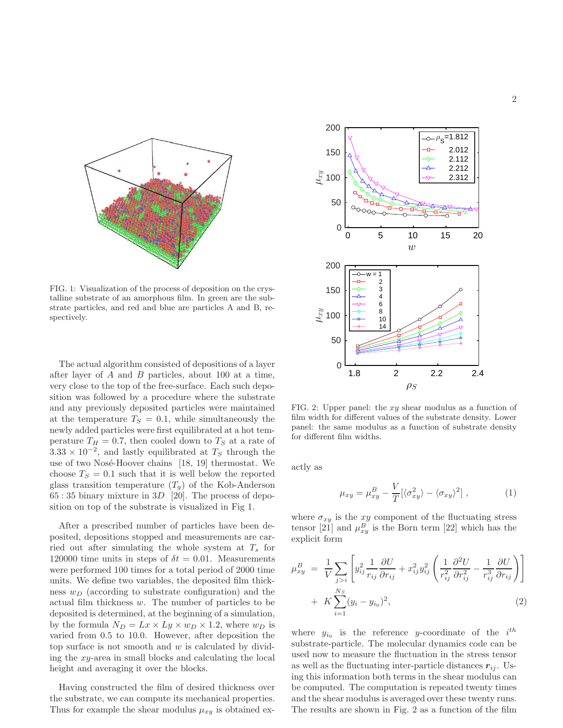FIG. 1: Visualization of the process of deposition on the crystalline substrate of an amorphous film. In green are the substrate particles, and red and blue are particles A and B, respectively.

The actual algorithm consisted of depositions of a layer after layer of $A$ and $B$ particles, about 100 at a time, very close to the top of the free-surface. Each such deposition was followed by a procedure where the substrate and any previously deposited particles were maintained at the temperature $T_S = 0.1$, while simultaneously the newly added particles were first equilibrated at a hot temperature $T_H = 0.7$, then cooled down to $T_S$ at a rate of $3.33 \times 10^{-2}$, and lastly equilibrated at $T_S$ through the use of two Nosé-Hoover chains [18, 19] thermostat. We choose $T_S = 0.1$ such that it is well below the reported glass transition temperature ($T_g$) of the Kob-Anderson $65 : 35$ binary mixture in $3D$ [20]. The process of deposition on top of the substrate is visualized in Fig 1.

After a prescribed number of particles have been deposited, depositions stopped and measurements are carried out after simulating the whole system at $T_s$ for 120000 time units in steps of $\delta t = 0.01$. Measurements were performed 100 times for a total period of 2000 time units. We define two variables, the deposited film thickness $w_D$ (according to substrate configuration) and the actual film thickness $w$. The number of particles to be deposited is determined, at the beginning of a simulation, by the formula $N_D = Lx \times Ly \times w_D \times 1.2$, where $w_D$ is varied from 0.5 to 10.0. However, after deposition the top surface is not smooth and $w$ is calculated by dividing the $xy$-area in small blocks and calculating the local height and averaging it over the blocks.

Having constructed the film of desired thickness over the substrate, we can compute its mechanical properties. Thus for example the shear modulus $\mu_{xy}$ is obtained exactly as

FIG. 2: Upper panel: the $xy$ shear modulus as a function of film width for different values of the substrate density. Lower panel: the same modulus as a function of substrate density for different film widths.

$$\mu_{xy} = \mu_{xy}^{B} - \frac{V}{T}[\langle \sigma_{xy}^2 \rangle - \langle \sigma_{xy} \rangle^2] \,, \tag{1}$$

where $\sigma_{xy}$ is the $xy$ component of the fluctuating stress tensor [21] and $\mu_{xy}^{B}$ is the Born term [22] which has the explicit form

$$\mu_{xy}^{B} = \frac{1}{V} \sum_{j>i} \left[ y_{ij}^2 \frac{1}{r_{ij}} \frac{\partial U}{\partial r_{ij}} + x_{ij}^2 y_{ij}^2 \left( \frac{1}{r_{ij}^2} \frac{\partial^2 U}{\partial r_{ij}^2} - \frac{1}{r_{ij}^3} \frac{\partial U}{\partial r_{ij}} \right) \right] + K \sum_{i=1}^{N_S} (y_i - y_{i_0})^2, \tag{2}$$

where $y_{i_0}$ is the reference $y$-coordinate of the $i^{th}$ substrate-particle. The molecular dynamics code can be used now to measure the fluctuation in the stress tensor as well as the fluctuating inter-particle distances $\boldsymbol{r}_{ij}$. Using this information both terms in the shear modulus can be computed. The computation is repeated twenty times and the shear modulus is averaged over these twenty runs. The results are shown in Fig. 2 as a function of the film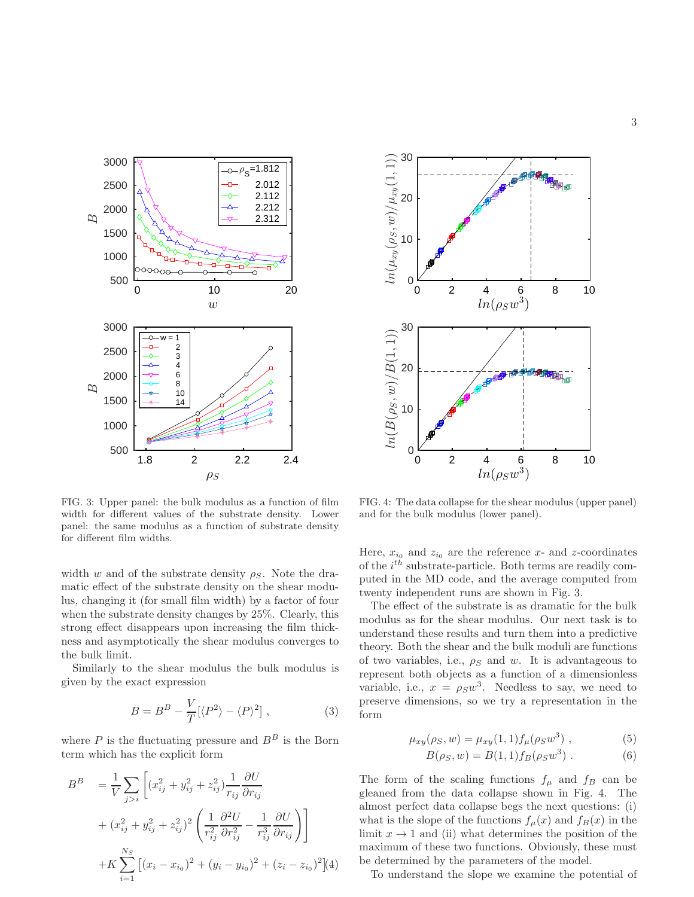FIG. 3: Upper panel: the bulk modulus as a function of film width for different values of the substrate density. Lower panel: the same modulus as a function of substrate density for different film widths.

FIG. 4: The data collapse for the shear modulus (upper panel) and for the bulk modulus (lower panel).

width $w$ and of the substrate density $\rho_S$. Note the dramatic effect of the substrate density on the shear modulus, changing it (for small film width) by a factor of four when the substrate density changes by 25%. Clearly, this strong effect disappears upon increasing the film thickness and asymptotically the shear modulus converges to the bulk limit.

Similarly to the shear modulus the bulk modulus is given by the exact expression

$$B = B^B - \frac{V}{T}[\langle P^2\rangle - \langle P\rangle^2] \ , \tag{3}$$

where $P$ is the fluctuating pressure and $B^B$ is the Born term which has the explicit form

$$\begin{aligned} B^B \quad &= \frac{1}{V}\sum_{j>i}\left[(x_{ij}^2+y_{ij}^2+z_{ij}^2)\frac{1}{r_{ij}}\frac{\partial U}{\partial r_{ij}} \right. \\ &+ \left.(x_{ij}^2+y_{ij}^2+z_{ij}^2)^2\left(\frac{1}{r_{ij}^2}\frac{\partial^2 U}{\partial r_{ij}^2}-\frac{1}{r_{ij}^3}\frac{\partial U}{\partial r_{ij}}\right)\right] \\ &+ K\sum_{i=1}^{N_S}\left[(x_i-x_{i_0})^2+(y_i-y_{i_0})^2+(z_i-z_{i_0})^2\right] \end{aligned} \tag{4}$$

Here, $x_{i_0}$ and $z_{i_0}$ are the reference $x$- and $z$-coordinates of the $i^{th}$ substrate-particle. Both terms are readily computed in the MD code, and the average computed from twenty independent runs are shown in Fig. 3.

The effect of the substrate is as dramatic for the bulk modulus as for the shear modulus. Our next task is to understand these results and turn them into a predictive theory. Both the shear and the bulk moduli are functions of two variables, i.e., $\rho_S$ and $w$. It is advantageous to represent both objects as a function of a dimensionless variable, i.e., $x = \rho_S w^3$. Needless to say, we need to preserve dimensions, so we try a representation in the form

$$\mu_{xy}(\rho_S, w) = \mu_{xy}(1,1) f_\mu(\rho_S w^3) \ , \tag{5}$$

$$B(\rho_S, w) = B(1,1) f_B(\rho_S w^3) \ . \tag{6}$$

The form of the scaling functions $f_\mu$ and $f_B$ can be gleaned from the data collapse shown in Fig. 4. The almost perfect data collapse begs the next questions: (i) what is the slope of the functions $f_\mu(x)$ and $f_B(x)$ in the limit $x \to 1$ and (ii) what determines the position of the maximum of these two functions. Obviously, these must be determined by the parameters of the model.

To understand the slope we examine the potential of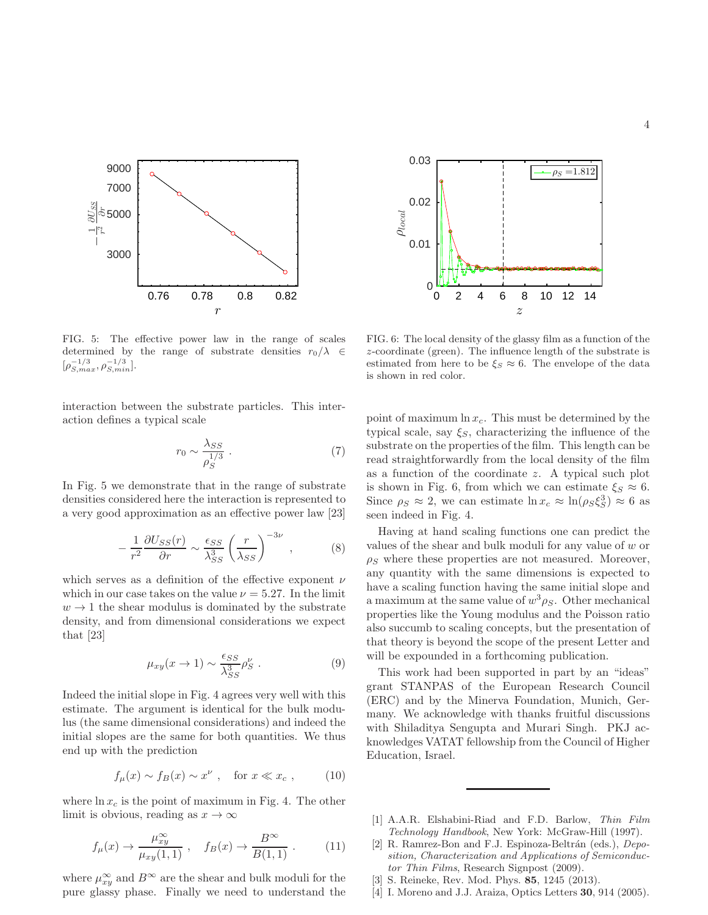FIG. 5: The effective power law in the range of scales determined by the range of substrate densities $r_0/\lambda \in [\rho_{S,max}^{-1/3}, \rho_{S,min}^{-1/3}]$.

FIG. 6: The local density of the glassy film as a function of the $z$-coordinate (green). The influence length of the substrate is estimated from here to be $\xi_S \approx 6$. The envelope of the data is shown in red color.

interaction between the substrate particles. This interaction defines a typical scale

$$r_0 \sim \frac{\lambda_{SS}}{\rho_S^{1/3}} \ . \tag{7}$$

In Fig. 5 we demonstrate that in the range of substrate densities considered here the interaction is represented to a very good approximation as an effective power law [23]

$$-\frac{1}{r^2}\frac{\partial U_{SS}(r)}{\partial r} \sim \frac{\epsilon_{SS}}{\lambda_{SS}^3}\left(\frac{r}{\lambda_{SS}}\right)^{-3\nu} \ , \tag{8}$$

which serves as a definition of the effective exponent $\nu$ which in our case takes on the value $\nu = 5.27$. In the limit $w \to 1$ the shear modulus is dominated by the substrate density, and from dimensional considerations we expect that [23]

$$\mu_{xy}(x \to 1) \sim \frac{\epsilon_{SS}}{\lambda_{SS}^3}\rho_S^{\nu} \ . \tag{9}$$

Indeed the initial slope in Fig. 4 agrees very well with this estimate. The argument is identical for the bulk modulus (the same dimensional considerations) and indeed the initial slopes are the same for both quantities. We thus end up with the prediction

$$f_\mu(x) \sim f_B(x) \sim x^\nu \ , \quad \text{for } x \ll x_c \ , \tag{10}$$

where $\ln x_c$ is the point of maximum in Fig. 4. The other limit is obvious, reading as $x \to \infty$

$$f_\mu(x) \to \frac{\mu_{xy}^\infty}{\mu_{xy}(1,1)} \ , \quad f_B(x) \to \frac{B^\infty}{B(1,1)} \ . \tag{11}$$

where $\mu_{xy}^\infty$ and $B^\infty$ are the shear and bulk moduli for the pure glassy phase. Finally we need to understand the point of maximum $\ln x_c$. This must be determined by the typical scale, say $\xi_S$, characterizing the influence of the substrate on the properties of the film. This length can be read straightforwardly from the local density of the film as a function of the coordinate $z$. A typical such plot is shown in Fig. 6, from which we can estimate $\xi_S \approx 6$. Since $\rho_S \approx 2$, we can estimate $\ln x_c \approx \ln(\rho_S \xi_S^3) \approx 6$ as seen indeed in Fig. 4.

Having at hand scaling functions one can predict the values of the shear and bulk moduli for any value of $w$ or $\rho_S$ where these properties are not measured. Moreover, any quantity with the same dimensions is expected to have a scaling function having the same initial slope and a maximum at the same value of $w^3\rho_S$. Other mechanical properties like the Young modulus and the Poisson ratio also succumb to scaling concepts, but the presentation of that theory is beyond the scope of the present Letter and will be expounded in a forthcoming publication.

This work had been supported in part by an "ideas" grant STANPAS of the European Research Council (ERC) and by the Minerva Foundation, Munich, Germany. We acknowledge with thanks fruitful discussions with Shiladitya Sengupta and Murari Singh. PKJ acknowledges VATAT fellowship from the Council of Higher Education, Israel.

---

[1] A.A.R. Elshabini-Riad and F.D. Barlow, *Thin Film Technology Handbook*, New York: McGraw-Hill (1997).

[2] R. Ramrez-Bon and F.J. Espinoza-Beltrán (eds.), *Deposition, Characterization and Applications of Semiconductor Thin Films*, Research Signpost (2009).

[3] S. Reineke, Rev. Mod. Phys. **85**, 1245 (2013).

[4] I. Moreno and J.J. Araiza, Optics Letters **30**, 914 (2005).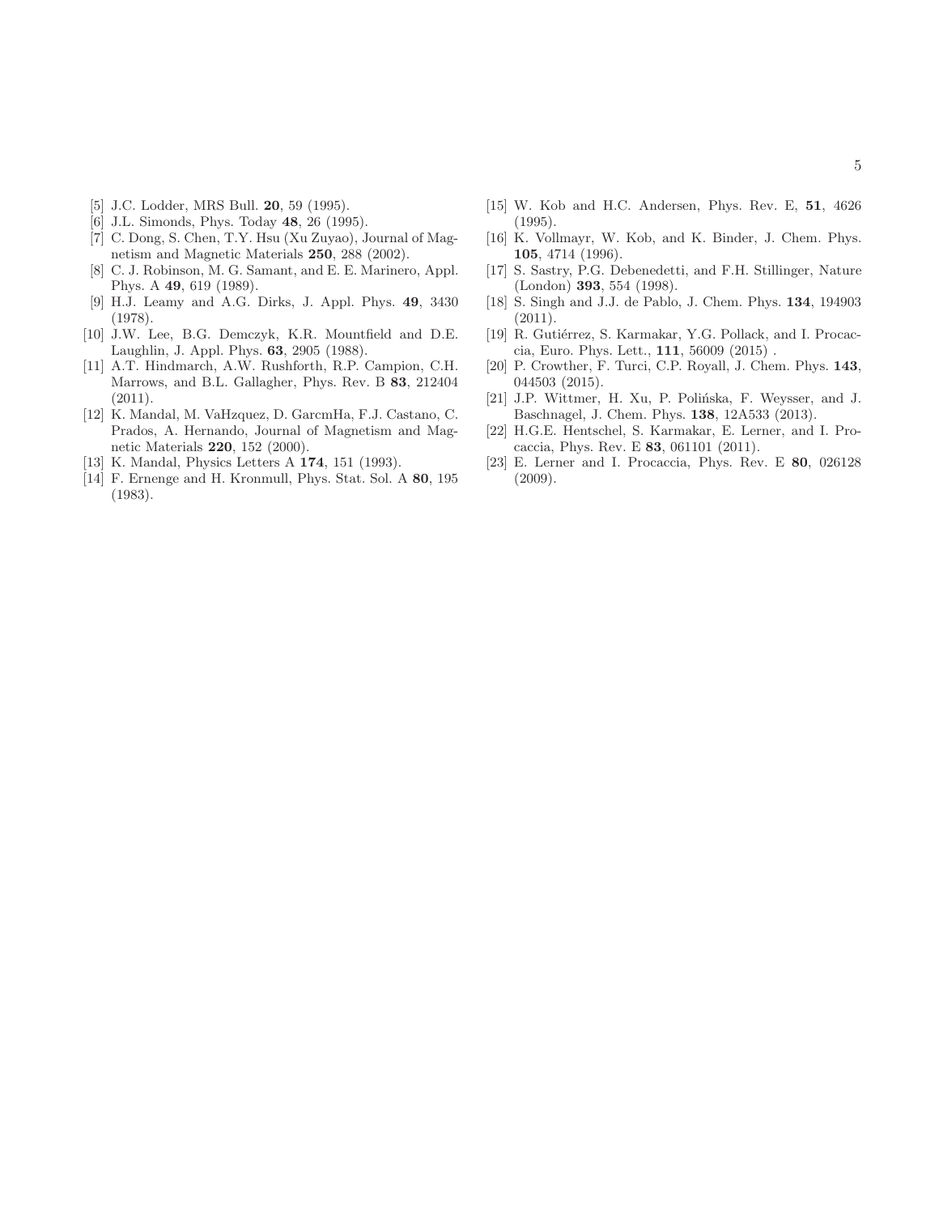- [5] J.C. Lodder, MRS Bull. **20**, 59 (1995).
- [6] J.L. Simonds, Phys. Today **48**, 26 (1995).
- [7] C. Dong, S. Chen, T.Y. Hsu (Xu Zuyao), Journal of Magnetism and Magnetic Materials **250**, 288 (2002).
- [8] C. J. Robinson, M. G. Samant, and E. E. Marinero, Appl. Phys. A **49**, 619 (1989).
- [9] H.J. Leamy and A.G. Dirks, J. Appl. Phys. **49**, 3430 (1978).
- [10] J.W. Lee, B.G. Demczyk, K.R. Mountfield and D.E. Laughlin, J. Appl. Phys. **63**, 2905 (1988).
- [11] A.T. Hindmarch, A.W. Rushforth, R.P. Campion, C.H. Marrows, and B.L. Gallagher, Phys. Rev. B **83**, 212404 (2011).
- [12] K. Mandal, M. VaHzquez, D. GarcmHa, F.J. Castano, C. Prados, A. Hernando, Journal of Magnetism and Magnetic Materials **220**, 152 (2000).
- [13] K. Mandal, Physics Letters A **174**, 151 (1993).
- [14] F. Ernenge and H. Kronmull, Phys. Stat. Sol. A **80**, 195 (1983).
- [15] W. Kob and H.C. Andersen, Phys. Rev. E, **51**, 4626 (1995).
- [16] K. Vollmayr, W. Kob, and K. Binder, J. Chem. Phys. **105**, 4714 (1996).
- [17] S. Sastry, P.G. Debenedetti, and F.H. Stillinger, Nature (London) **393**, 554 (1998).
- [18] S. Singh and J.J. de Pablo, J. Chem. Phys. **134**, 194903 (2011).
- [19] R. Gutiérrez, S. Karmakar, Y.G. Pollack, and I. Procaccia, Euro. Phys. Lett., **111**, 56009 (2015) .
- [20] P. Crowther, F. Turci, C.P. Royall, J. Chem. Phys. **143**, 044503 (2015).
- [21] J.P. Wittmer, H. Xu, P. Polińska, F. Weysser, and J. Baschnagel, J. Chem. Phys. **138**, 12A533 (2013).
- [22] H.G.E. Hentschel, S. Karmakar, E. Lerner, and I. Procaccia, Phys. Rev. E **83**, 061101 (2011).
- [23] E. Lerner and I. Procaccia, Phys. Rev. E **80**, 026128 (2009).